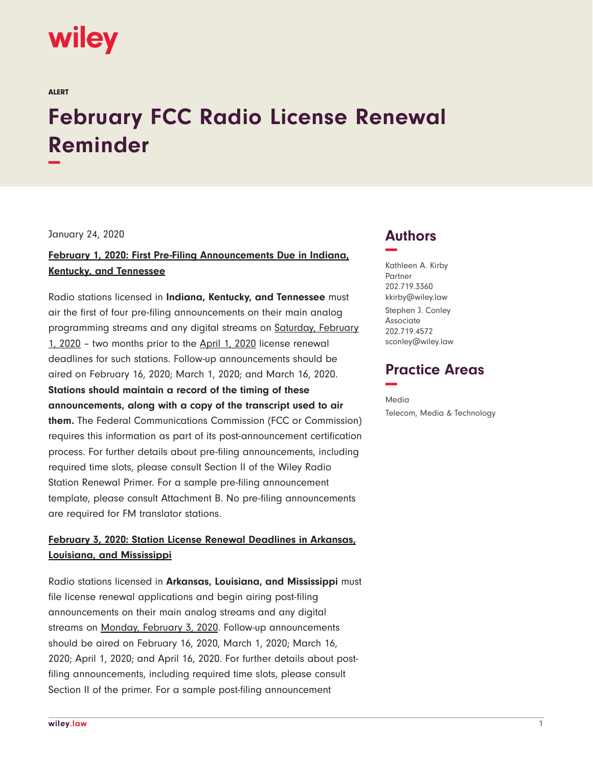wiley

ALERT

# February FCC Radio License Renewal Reminder

January 24, 2020

## February 1, 2020: First Pre-Filing Announcements Due in Indiana, Kentucky, and Tennessee

Radio stations licensed in **Indiana, Kentucky, and Tennessee** must air the first of four pre-filing announcements on their main analog programming streams and any digital streams on Saturday, February 1, 2020 – two months prior to the April 1, 2020 license renewal deadlines for such stations. Follow-up announcements should be aired on February 16, 2020; March 1, 2020; and March 16, 2020. **Stations should maintain a record of the timing of these announcements, along with a copy of the transcript used to air them.** The Federal Communications Commission (FCC or Commission) requires this information as part of its post-announcement certification process. For further details about pre-filing announcements, including required time slots, please consult Section II of the Wiley Radio Station Renewal Primer. For a sample pre-filing announcement template, please consult Attachment B. No pre-filing announcements are required for FM translator stations.

## February 3, 2020: Station License Renewal Deadlines in Arkansas, Louisiana, and Mississippi

Radio stations licensed in **Arkansas, Louisiana, and Mississippi** must file license renewal applications and begin airing post-filing announcements on their main analog streams and any digital streams on Monday, February 3, 2020. Follow-up announcements should be aired on February 16, 2020, March 1, 2020; March 16, 2020; April 1, 2020; and April 16, 2020. For further details about post-filing announcements, including required time slots, please consult Section II of the primer. For a sample post-filing announcement

## Authors

Kathleen A. Kirby
Partner
202.719.3360
kkirby@wiley.law

Stephen J. Conley
Associate
202.719.4572
sconley@wiley.law

## Practice Areas

Media

Telecom, Media & Technology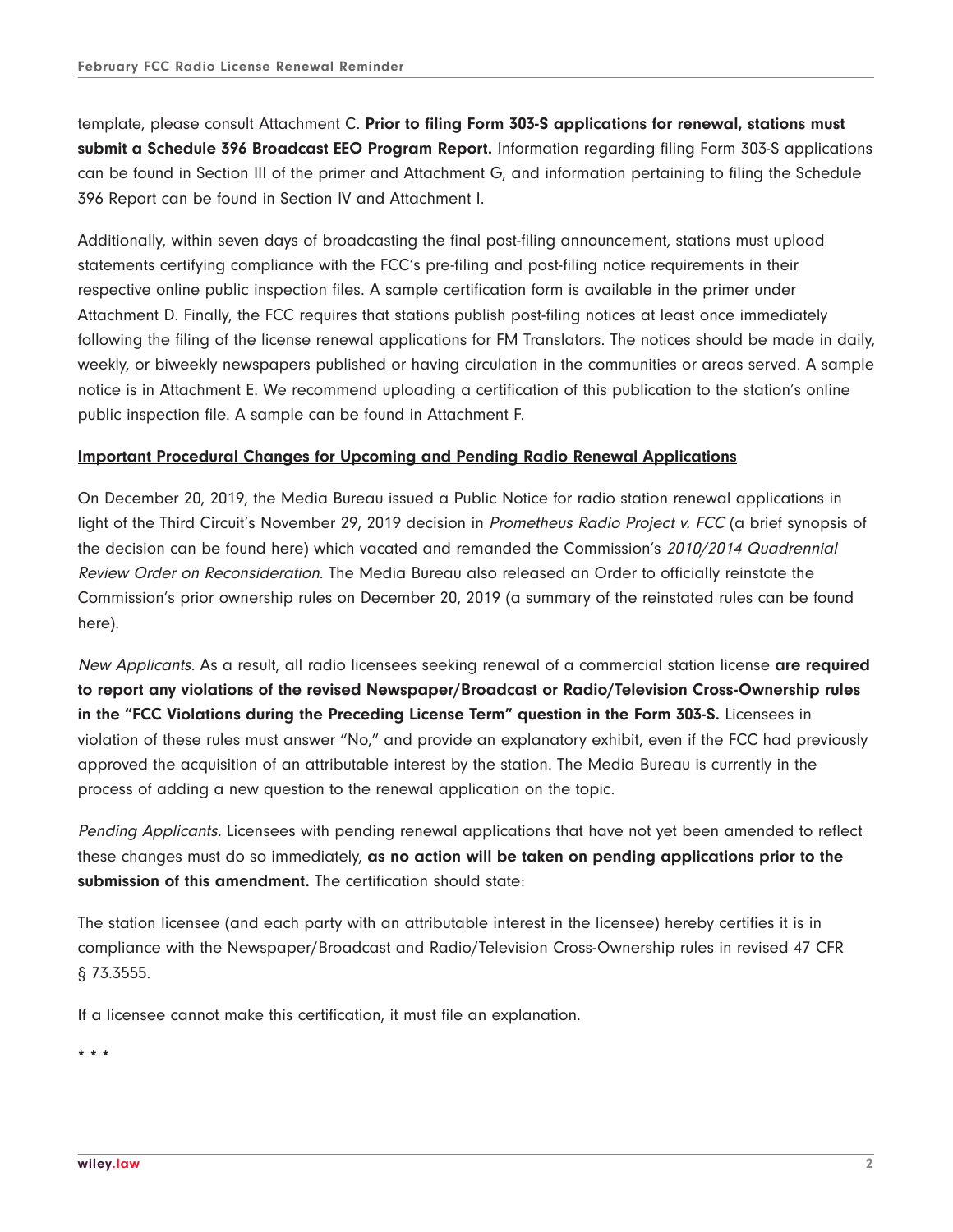template, please consult Attachment C. **Prior to filing Form 303-S applications for renewal, stations must submit a Schedule 396 Broadcast EEO Program Report.** Information regarding filing Form 303-S applications can be found in Section III of the primer and Attachment G, and information pertaining to filing the Schedule 396 Report can be found in Section IV and Attachment I.

Additionally, within seven days of broadcasting the final post-filing announcement, stations must upload statements certifying compliance with the FCC's pre-filing and post-filing notice requirements in their respective online public inspection files. A sample certification form is available in the primer under Attachment D. Finally, the FCC requires that stations publish post-filing notices at least once immediately following the filing of the license renewal applications for FM Translators. The notices should be made in daily, weekly, or biweekly newspapers published or having circulation in the communities or areas served. A sample notice is in Attachment E. We recommend uploading a certification of this publication to the station's online public inspection file. A sample can be found in Attachment F.

**Important Procedural Changes for Upcoming and Pending Radio Renewal Applications**

On December 20, 2019, the Media Bureau issued a Public Notice for radio station renewal applications in light of the Third Circuit's November 29, 2019 decision in *Prometheus Radio Project v. FCC* (a brief synopsis of the decision can be found here) which vacated and remanded the Commission's *2010/2014 Quadrennial Review Order on Reconsideration*. The Media Bureau also released an Order to officially reinstate the Commission's prior ownership rules on December 20, 2019 (a summary of the reinstated rules can be found here).

*New Applicants.* As a result, all radio licensees seeking renewal of a commercial station license **are required to report any violations of the revised Newspaper/Broadcast or Radio/Television Cross-Ownership rules in the "FCC Violations during the Preceding License Term" question in the Form 303-S.** Licensees in violation of these rules must answer "No," and provide an explanatory exhibit, even if the FCC had previously approved the acquisition of an attributable interest by the station. The Media Bureau is currently in the process of adding a new question to the renewal application on the topic.

*Pending Applicants.* Licensees with pending renewal applications that have not yet been amended to reflect these changes must do so immediately, **as no action will be taken on pending applications prior to the submission of this amendment.** The certification should state:

The station licensee (and each party with an attributable interest in the licensee) hereby certifies it is in compliance with the Newspaper/Broadcast and Radio/Television Cross-Ownership rules in revised 47 CFR § 73.3555.

If a licensee cannot make this certification, it must file an explanation.

\* \* \*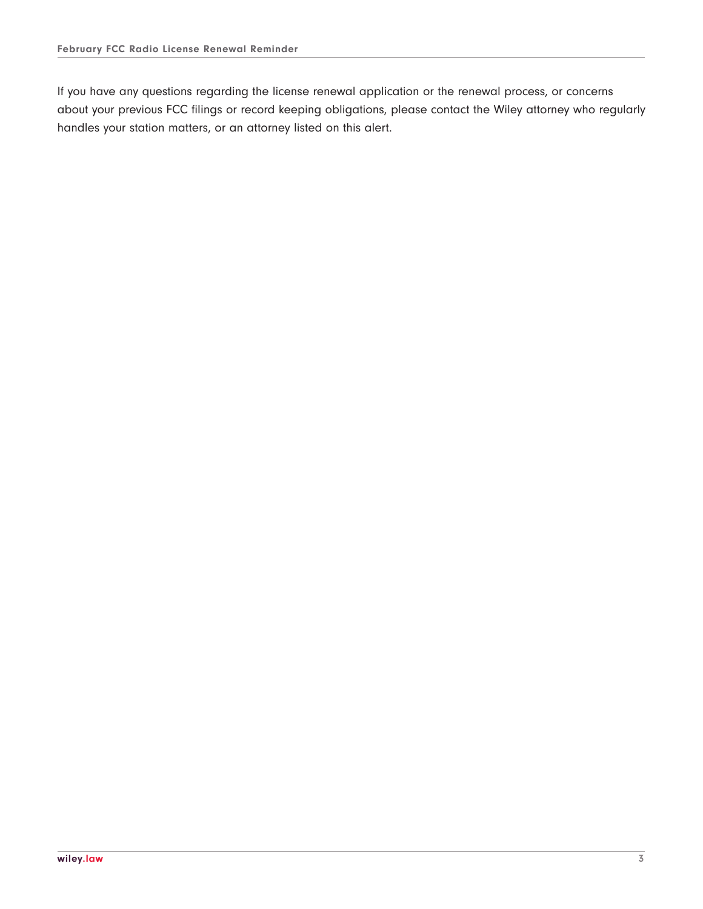If you have any questions regarding the license renewal application or the renewal process, or concerns about your previous FCC filings or record keeping obligations, please contact the Wiley attorney who regularly handles your station matters, or an attorney listed on this alert.